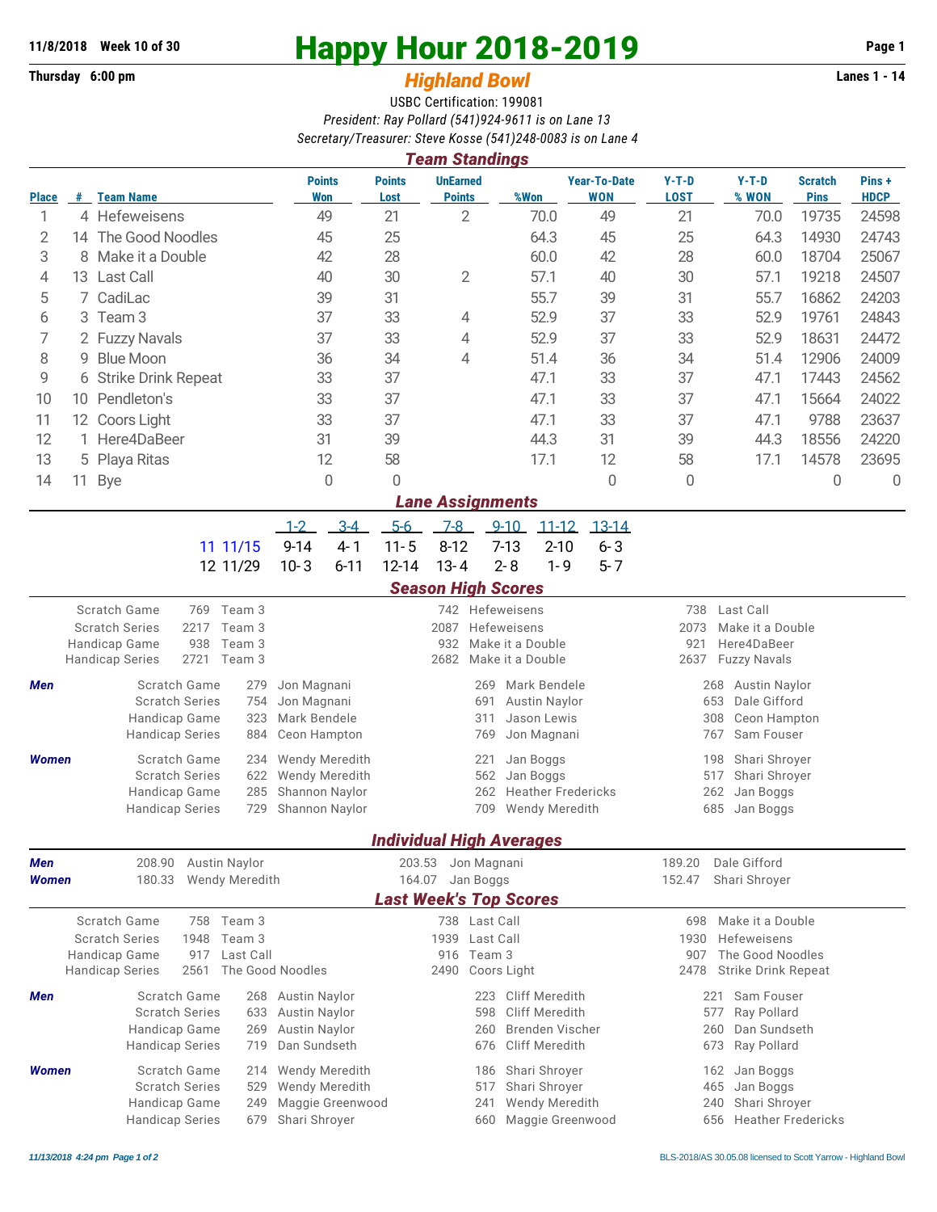**11/8/2018 Week 10 of 30**

**Thursday 6:00 pm**

# Happy Hour 2018-2019

## *Highland Bowl*

**Lanes 1 - 14**

USBC Certification: 199081

*President: Ray Pollard (541)924-9611 is on Lane 13*

*Secretary/Treasurer: Steve Kosse (541)248-0083 is on Lane 4*

### *Team Standings*

| Place | # | Team Name | Points Won | Points Lost | UnEarned Points | %Won | Year-To-Date WON | Y-T-D LOST | Y-T-D % WON | Scratch Pins | Pins + HDCP |
|---|---|---|---|---|---|---|---|---|---|---|---|
| 1 | 4 | Hefeweisens | 49 | 21 | 2 | 70.0 | 49 | 21 | 70.0 | 19735 | 24598 |
| 2 | 14 | The Good Noodles | 45 | 25 | | 64.3 | 45 | 25 | 64.3 | 14930 | 24743 |
| 3 | 8 | Make it a Double | 42 | 28 | | 60.0 | 42 | 28 | 60.0 | 18704 | 25067 |
| 4 | 13 | Last Call | 40 | 30 | 2 | 57.1 | 40 | 30 | 57.1 | 19218 | 24507 |
| 5 | 7 | CadiLac | 39 | 31 | | 55.7 | 39 | 31 | 55.7 | 16862 | 24203 |
| 6 | 3 | Team 3 | 37 | 33 | 4 | 52.9 | 37 | 33 | 52.9 | 19761 | 24843 |
| 7 | 2 | Fuzzy Navals | 37 | 33 | 4 | 52.9 | 37 | 33 | 52.9 | 18631 | 24472 |
| 8 | 9 | Blue Moon | 36 | 34 | 4 | 51.4 | 36 | 34 | 51.4 | 12906 | 24009 |
| 9 | 6 | Strike Drink Repeat | 33 | 37 | | 47.1 | 33 | 37 | 47.1 | 17443 | 24562 |
| 10 | 10 | Pendleton's | 33 | 37 | | 47.1 | 33 | 37 | 47.1 | 15664 | 24022 |
| 11 | 12 | Coors Light | 33 | 37 | | 47.1 | 33 | 37 | 47.1 | 9788 | 23637 |
| 12 | 1 | Here4DaBeer | 31 | 39 | | 44.3 | 31 | 39 | 44.3 | 18556 | 24220 |
| 13 | 5 | Playa Ritas | 12 | 58 | | 17.1 | 12 | 58 | 17.1 | 14578 | 23695 |
| 14 | 11 | Bye | 0 | 0 | | | 0 | 0 | | 0 | 0 |

### *Lane Assignments*

| | 1-2 | 3-4 | 5-6 | 7-8 | 9-10 | 11-12 | 13-14 |
|---|---|---|---|---|---|---|---|
| 11 11/15 | 9-14 | 4-1 | 11-5 | 8-12 | 7-13 | 2-10 | 6-3 |
| 12 11/29 | 10-3 | 6-11 | 12-14 | 13-4 | 2-8 | 1-9 | 5-7 |

### *Season High Scores*

| | | | | | | |
|---|---|---|---|---|---|---|
| Scratch Game | 769 | Team 3 | 742 | Hefeweisens | 738 | Last Call |
| Scratch Series | 2217 | Team 3 | 2087 | Hefeweisens | 2073 | Make it a Double |
| Handicap Game | 938 | Team 3 | 932 | Make it a Double | 921 | Here4DaBeer |
| Handicap Series | 2721 | Team 3 | 2682 | Make it a Double | 2637 | Fuzzy Navals |

**Men**

| | | | | | | |
|---|---|---|---|---|---|---|
| Scratch Game | 279 | Jon Magnani | 269 | Mark Bendele | 268 | Austin Naylor |
| Scratch Series | 754 | Jon Magnani | 691 | Austin Naylor | 653 | Dale Gifford |
| Handicap Game | 323 | Mark Bendele | 311 | Jason Lewis | 308 | Ceon Hampton |
| Handicap Series | 884 | Ceon Hampton | 769 | Jon Magnani | 767 | Sam Fouser |

**Women**

| | | | | | | |
|---|---|---|---|---|---|---|
| Scratch Game | 234 | Wendy Meredith | 221 | Jan Boggs | 198 | Shari Shroyer |
| Scratch Series | 622 | Wendy Meredith | 562 | Jan Boggs | 517 | Shari Shroyer |
| Handicap Game | 285 | Shannon Naylor | 262 | Heather Fredericks | 262 | Jan Boggs |
| Handicap Series | 729 | Shannon Naylor | 709 | Wendy Meredith | 685 | Jan Boggs |

### *Individual High Averages*

| | | | | | | |
|---|---|---|---|---|---|---|
| **Men** | 208.90 | Austin Naylor | 203.53 | Jon Magnani | 189.20 | Dale Gifford |
| **Women** | 180.33 | Wendy Meredith | 164.07 | Jan Boggs | 152.47 | Shari Shroyer |

### *Last Week's Top Scores*

| | | | | | | |
|---|---|---|---|---|---|---|
| Scratch Game | 758 | Team 3 | 738 | Last Call | 698 | Make it a Double |
| Scratch Series | 1948 | Team 3 | 1939 | Last Call | 1930 | Hefeweisens |
| Handicap Game | 917 | Last Call | 916 | Team 3 | 907 | The Good Noodles |
| Handicap Series | 2561 | The Good Noodles | 2490 | Coors Light | 2478 | Strike Drink Repeat |

**Men**

| | | | | | | |
|---|---|---|---|---|---|---|
| Scratch Game | 268 | Austin Naylor | 223 | Cliff Meredith | 221 | Sam Fouser |
| Scratch Series | 633 | Austin Naylor | 598 | Cliff Meredith | 577 | Ray Pollard |
| Handicap Game | 269 | Austin Naylor | 260 | Brenden Vischer | 260 | Dan Sundseth |
| Handicap Series | 719 | Dan Sundseth | 676 | Cliff Meredith | 673 | Ray Pollard |

**Women**

| | | | | | | |
|---|---|---|---|---|---|---|
| Scratch Game | 214 | Wendy Meredith | 186 | Shari Shroyer | 162 | Jan Boggs |
| Scratch Series | 529 | Wendy Meredith | 517 | Shari Shroyer | 465 | Jan Boggs |
| Handicap Game | 249 | Maggie Greenwood | 241 | Wendy Meredith | 240 | Shari Shroyer |
| Handicap Series | 679 | Shari Shroyer | 660 | Maggie Greenwood | 656 | Heather Fredericks |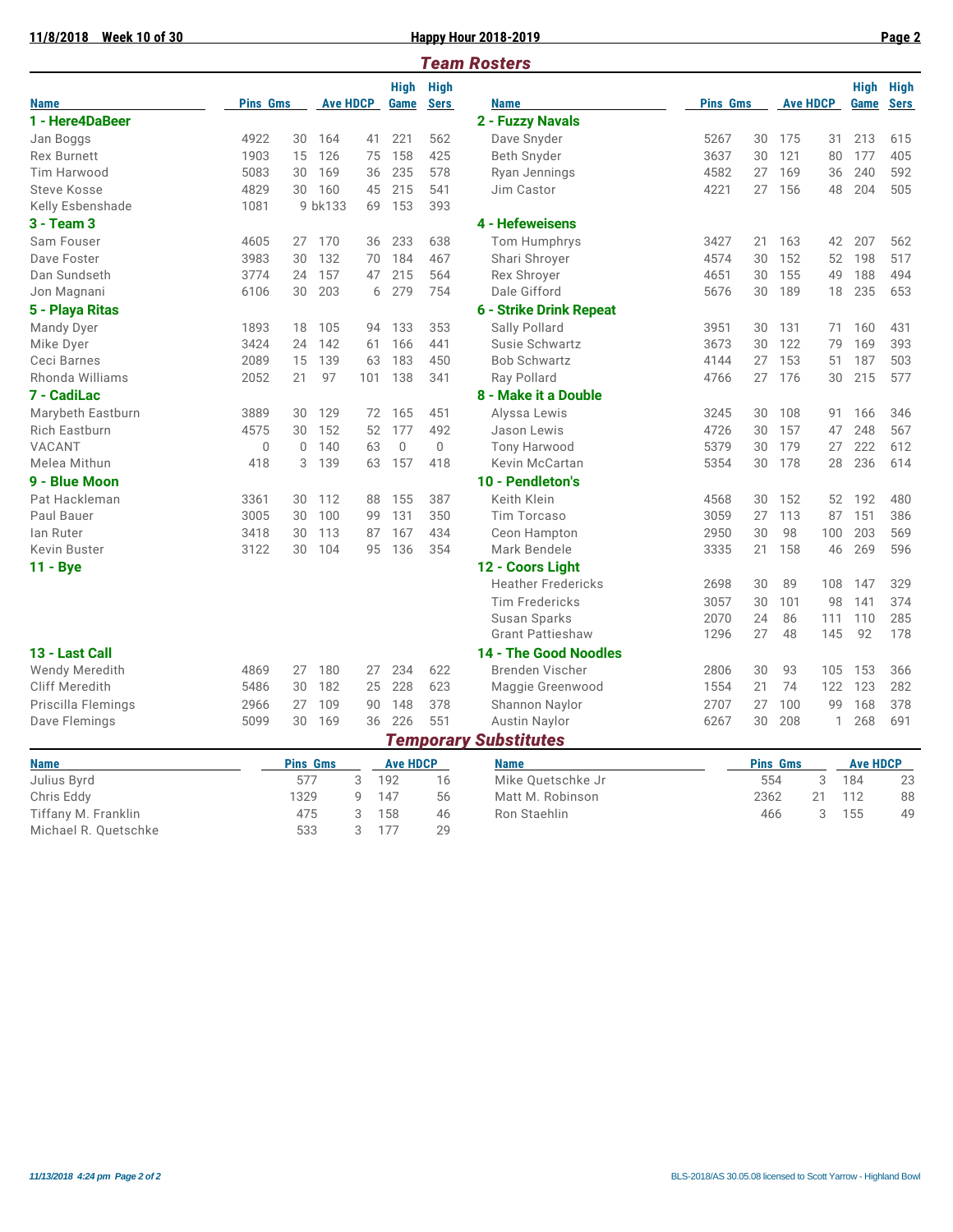## Team Rosters

| Name | Pins | Gms | Ave | HDCP | High Game | High Sers |
|---|---|---|---|---|---|---|
| **1 - Here4DaBeer** | | | | | | |
| Jan Boggs | 4922 | 30 | 164 | 41 | 221 | 562 |
| Rex Burnett | 1903 | 15 | 126 | 75 | 158 | 425 |
| Tim Harwood | 5083 | 30 | 169 | 36 | 235 | 578 |
| Steve Kosse | 4829 | 30 | 160 | 45 | 215 | 541 |
| Kelly Esbenshade | 1081 | 9 | bk133 | 69 | 153 | 393 |
| **2 - Fuzzy Navals** | | | | | | |
| Dave Snyder | 5267 | 30 | 175 | 31 | 213 | 615 |
| Beth Snyder | 3637 | 30 | 121 | 80 | 177 | 405 |
| Ryan Jennings | 4582 | 27 | 169 | 36 | 240 | 592 |
| Jim Castor | 4221 | 27 | 156 | 48 | 204 | 505 |
| **3 - Team 3** | | | | | | |
| Sam Fouser | 4605 | 27 | 170 | 36 | 233 | 638 |
| Dave Foster | 3983 | 30 | 132 | 70 | 184 | 467 |
| Dan Sundseth | 3774 | 24 | 157 | 47 | 215 | 564 |
| Jon Magnani | 6106 | 30 | 203 | 6 | 279 | 754 |
| **4 - Hefeweisens** | | | | | | |
| Tom Humphrys | 3427 | 21 | 163 | 42 | 207 | 562 |
| Shari Shroyer | 4574 | 30 | 152 | 52 | 198 | 517 |
| Rex Shroyer | 4651 | 30 | 155 | 49 | 188 | 494 |
| Dale Gifford | 5676 | 30 | 189 | 18 | 235 | 653 |
| **5 - Playa Ritas** | | | | | | |
| Mandy Dyer | 1893 | 18 | 105 | 94 | 133 | 353 |
| Mike Dyer | 3424 | 24 | 142 | 61 | 166 | 441 |
| Ceci Barnes | 2089 | 15 | 139 | 63 | 183 | 450 |
| Rhonda Williams | 2052 | 21 | 97 | 101 | 138 | 341 |
| **6 - Strike Drink Repeat** | | | | | | |
| Sally Pollard | 3951 | 30 | 131 | 71 | 160 | 431 |
| Susie Schwartz | 3673 | 30 | 122 | 79 | 169 | 393 |
| Bob Schwartz | 4144 | 27 | 153 | 51 | 187 | 503 |
| Ray Pollard | 4766 | 27 | 176 | 30 | 215 | 577 |
| **7 - CadiLac** | | | | | | |
| Marybeth Eastburn | 3889 | 30 | 129 | 72 | 165 | 451 |
| Rich Eastburn | 4575 | 30 | 152 | 52 | 177 | 492 |
| VACANT | 0 | 0 | 140 | 63 | 0 | 0 |
| Melea Mithun | 418 | 3 | 139 | 63 | 157 | 418 |
| **8 - Make it a Double** | | | | | | |
| Alyssa Lewis | 3245 | 30 | 108 | 91 | 166 | 346 |
| Jason Lewis | 4726 | 30 | 157 | 47 | 248 | 567 |
| Tony Harwood | 5379 | 30 | 179 | 27 | 222 | 612 |
| Kevin McCartan | 5354 | 30 | 178 | 28 | 236 | 614 |
| **9 - Blue Moon** | | | | | | |
| Pat Hackleman | 3361 | 30 | 112 | 88 | 155 | 387 |
| Paul Bauer | 3005 | 30 | 100 | 99 | 131 | 350 |
| Ian Ruter | 3418 | 30 | 113 | 87 | 167 | 434 |
| Kevin Buster | 3122 | 30 | 104 | 95 | 136 | 354 |
| **10 - Pendleton's** | | | | | | |
| Keith Klein | 4568 | 30 | 152 | 52 | 192 | 480 |
| Tim Torcaso | 3059 | 27 | 113 | 87 | 151 | 386 |
| Ceon Hampton | 2950 | 30 | 98 | 100 | 203 | 569 |
| Mark Bendele | 3335 | 21 | 158 | 46 | 269 | 596 |
| **11 - Bye** | | | | | | |
| **12 - Coors Light** | | | | | | |
| Heather Fredericks | 2698 | 30 | 89 | 108 | 147 | 329 |
| Tim Fredericks | 3057 | 30 | 101 | 98 | 141 | 374 |
| Susan Sparks | 2070 | 24 | 86 | 111 | 110 | 285 |
| Grant Pattieshaw | 1296 | 27 | 48 | 145 | 92 | 178 |
| **13 - Last Call** | | | | | | |
| Wendy Meredith | 4869 | 27 | 180 | 27 | 234 | 622 |
| Cliff Meredith | 5486 | 30 | 182 | 25 | 228 | 623 |
| Priscilla Flemings | 2966 | 27 | 109 | 90 | 148 | 378 |
| Dave Flemings | 5099 | 30 | 169 | 36 | 226 | 551 |
| **14 - The Good Noodles** | | | | | | |
| Brenden Vischer | 2806 | 30 | 93 | 105 | 153 | 366 |
| Maggie Greenwood | 1554 | 21 | 74 | 122 | 123 | 282 |
| Shannon Naylor | 2707 | 27 | 100 | 99 | 168 | 378 |
| Austin Naylor | 6267 | 30 | 208 | 1 | 268 | 691 |

## Temporary Substitutes

| Name | Pins | Gms | Ave | HDCP |
|---|---|---|---|---|
| Julius Byrd | 577 | 3 | 192 | 16 |
| Chris Eddy | 1329 | 9 | 147 | 56 |
| Tiffany M. Franklin | 475 | 3 | 158 | 46 |
| Michael R. Quetschke | 533 | 3 | 177 | 29 |
| Mike Quetschke Jr | 554 | 3 | 184 | 23 |
| Matt M. Robinson | 2362 | 21 | 112 | 88 |
| Ron Staehlin | 466 | 3 | 155 | 49 |